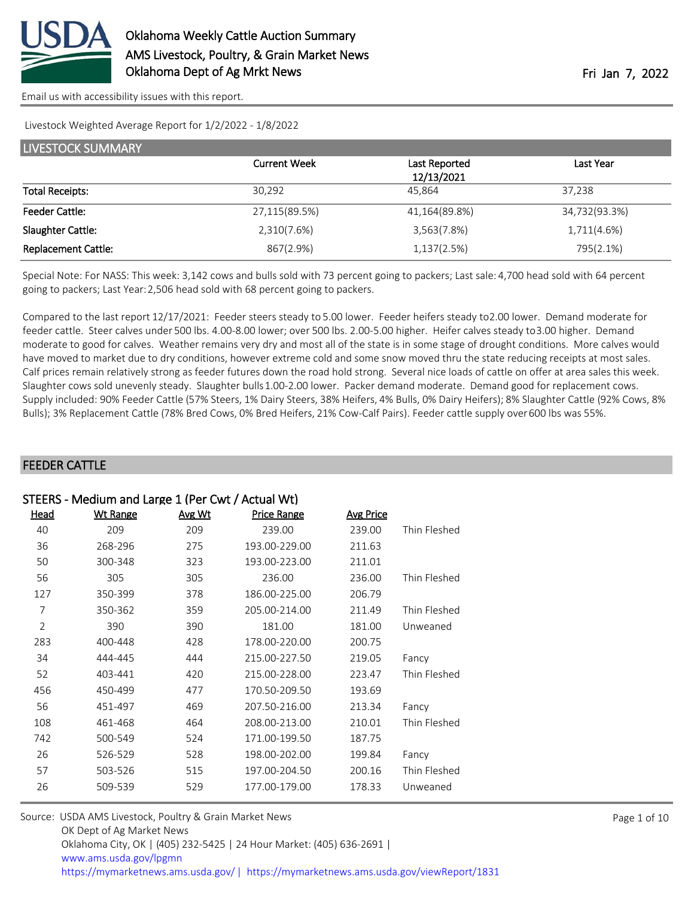# Oklahoma Weekly Cattle Auction Summary

AMS Livestock, Poultry, & Grain Market News
Oklahoma Dept of Ag Mrkt News

Fri Jan 7, 2022

Email us with accessibility issues with this report.

Livestock Weighted Average Report for 1/2/2022 - 1/8/2022

## LIVESTOCK SUMMARY

| | Current Week | Last Reported 12/13/2021 | Last Year |
|---|---|---|---|
| Total Receipts: | 30,292 | 45,864 | 37,238 |
| Feeder Cattle: | 27,115(89.5%) | 41,164(89.8%) | 34,732(93.3%) |
| Slaughter Cattle: | 2,310(7.6%) | 3,563(7.8%) | 1,711(4.6%) |
| Replacement Cattle: | 867(2.9%) | 1,137(2.5%) | 795(2.1%) |

Special Note: For NASS: This week: 3,142 cows and bulls sold with 73 percent going to packers; Last sale: 4,700 head sold with 64 percent going to packers; Last Year: 2,506 head sold with 68 percent going to packers.

Compared to the last report 12/17/2021: Feeder steers steady to 5.00 lower. Feeder heifers steady to2.00 lower. Demand moderate for feeder cattle. Steer calves under 500 lbs. 4.00-8.00 lower; over 500 lbs. 2.00-5.00 higher. Heifer calves steady to3.00 higher. Demand moderate to good for calves. Weather remains very dry and most all of the state is in some stage of drought conditions. More calves would have moved to market due to dry conditions, however extreme cold and some snow moved thru the state reducing receipts at most sales. Calf prices remain relatively strong as feeder futures down the road hold strong. Several nice loads of cattle on offer at area sales this week. Slaughter cows sold unevenly steady. Slaughter bulls 1.00-2.00 lower. Packer demand moderate. Demand good for replacement cows. Supply included: 90% Feeder Cattle (57% Steers, 1% Dairy Steers, 38% Heifers, 4% Bulls, 0% Dairy Heifers); 8% Slaughter Cattle (92% Cows, 8% Bulls); 3% Replacement Cattle (78% Bred Cows, 0% Bred Heifers, 21% Cow-Calf Pairs). Feeder cattle supply over 600 lbs was 55%.

## FEEDER CATTLE

### STEERS - Medium and Large 1 (Per Cwt / Actual Wt)

| Head | Wt Range | Avg Wt | Price Range | Avg Price | |
|---|---|---|---|---|---|
| 40 | 209 | 209 | 239.00 | 239.00 | Thin Fleshed |
| 36 | 268-296 | 275 | 193.00-229.00 | 211.63 | |
| 50 | 300-348 | 323 | 193.00-223.00 | 211.01 | |
| 56 | 305 | 305 | 236.00 | 236.00 | Thin Fleshed |
| 127 | 350-399 | 378 | 186.00-225.00 | 206.79 | |
| 7 | 350-362 | 359 | 205.00-214.00 | 211.49 | Thin Fleshed |
| 2 | 390 | 390 | 181.00 | 181.00 | Unweaned |
| 283 | 400-448 | 428 | 178.00-220.00 | 200.75 | |
| 34 | 444-445 | 444 | 215.00-227.50 | 219.05 | Fancy |
| 52 | 403-441 | 420 | 215.00-228.00 | 223.47 | Thin Fleshed |
| 456 | 450-499 | 477 | 170.50-209.50 | 193.69 | |
| 56 | 451-497 | 469 | 207.50-216.00 | 213.34 | Fancy |
| 108 | 461-468 | 464 | 208.00-213.00 | 210.01 | Thin Fleshed |
| 742 | 500-549 | 524 | 171.00-199.50 | 187.75 | |
| 26 | 526-529 | 528 | 198.00-202.00 | 199.84 | Fancy |
| 57 | 503-526 | 515 | 197.00-204.50 | 200.16 | Thin Fleshed |
| 26 | 509-539 | 529 | 177.00-179.00 | 178.33 | Unweaned |

Source: USDA AMS Livestock, Poultry & Grain Market News
OK Dept of Ag Market News
Oklahoma City, OK | (405) 232-5425 | 24 Hour Market: (405) 636-2691 |
www.ams.usda.gov/lpgmn
https://mymarketnews.ams.usda.gov/ | https://mymarketnews.ams.usda.gov/viewReport/1831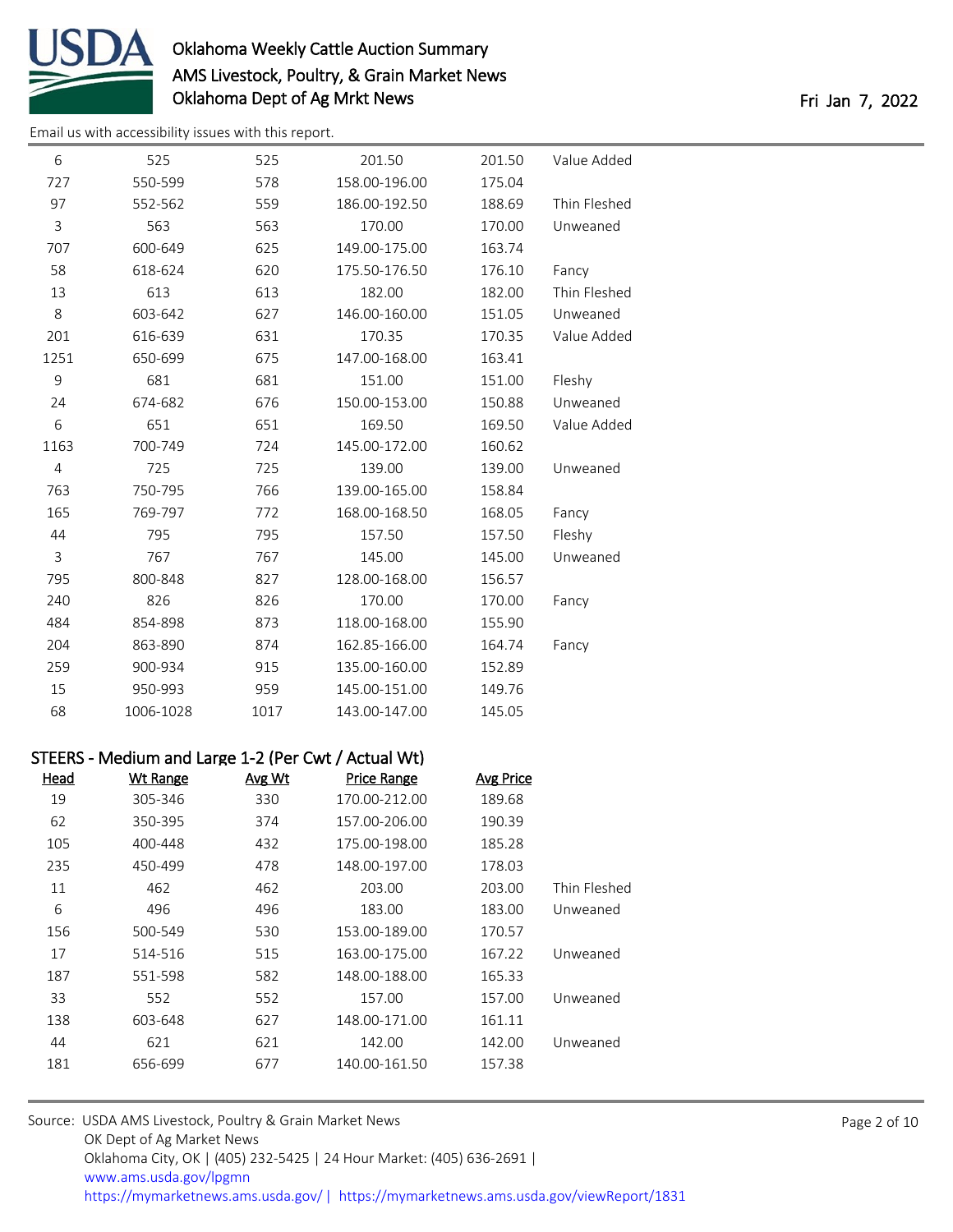Email us with accessibility issues with this report.

| Head | Wt Range | Avg Wt | Price Range | Avg Price | |
|---|---|---|---|---|---|
| 6 | 525 | 525 | 201.50 | 201.50 | Value Added |
| 727 | 550-599 | 578 | 158.00-196.00 | 175.04 | |
| 97 | 552-562 | 559 | 186.00-192.50 | 188.69 | Thin Fleshed |
| 3 | 563 | 563 | 170.00 | 170.00 | Unweaned |
| 707 | 600-649 | 625 | 149.00-175.00 | 163.74 | |
| 58 | 618-624 | 620 | 175.50-176.50 | 176.10 | Fancy |
| 13 | 613 | 613 | 182.00 | 182.00 | Thin Fleshed |
| 8 | 603-642 | 627 | 146.00-160.00 | 151.05 | Unweaned |
| 201 | 616-639 | 631 | 170.35 | 170.35 | Value Added |
| 1251 | 650-699 | 675 | 147.00-168.00 | 163.41 | |
| 9 | 681 | 681 | 151.00 | 151.00 | Fleshy |
| 24 | 674-682 | 676 | 150.00-153.00 | 150.88 | Unweaned |
| 6 | 651 | 651 | 169.50 | 169.50 | Value Added |
| 1163 | 700-749 | 724 | 145.00-172.00 | 160.62 | |
| 4 | 725 | 725 | 139.00 | 139.00 | Unweaned |
| 763 | 750-795 | 766 | 139.00-165.00 | 158.84 | |
| 165 | 769-797 | 772 | 168.00-168.50 | 168.05 | Fancy |
| 44 | 795 | 795 | 157.50 | 157.50 | Fleshy |
| 3 | 767 | 767 | 145.00 | 145.00 | Unweaned |
| 795 | 800-848 | 827 | 128.00-168.00 | 156.57 | |
| 240 | 826 | 826 | 170.00 | 170.00 | Fancy |
| 484 | 854-898 | 873 | 118.00-168.00 | 155.90 | |
| 204 | 863-890 | 874 | 162.85-166.00 | 164.74 | Fancy |
| 259 | 900-934 | 915 | 135.00-160.00 | 152.89 | |
| 15 | 950-993 | 959 | 145.00-151.00 | 149.76 | |
| 68 | 1006-1028 | 1017 | 143.00-147.00 | 145.05 | |

## STEERS - Medium and Large 1-2 (Per Cwt / Actual Wt)

| Head | Wt Range | Avg Wt | Price Range | Avg Price | |
|---|---|---|---|---|---|
| 19 | 305-346 | 330 | 170.00-212.00 | 189.68 | |
| 62 | 350-395 | 374 | 157.00-206.00 | 190.39 | |
| 105 | 400-448 | 432 | 175.00-198.00 | 185.28 | |
| 235 | 450-499 | 478 | 148.00-197.00 | 178.03 | |
| 11 | 462 | 462 | 203.00 | 203.00 | Thin Fleshed |
| 6 | 496 | 496 | 183.00 | 183.00 | Unweaned |
| 156 | 500-549 | 530 | 153.00-189.00 | 170.57 | |
| 17 | 514-516 | 515 | 163.00-175.00 | 167.22 | Unweaned |
| 187 | 551-598 | 582 | 148.00-188.00 | 165.33 | |
| 33 | 552 | 552 | 157.00 | 157.00 | Unweaned |
| 138 | 603-648 | 627 | 148.00-171.00 | 161.11 | |
| 44 | 621 | 621 | 142.00 | 142.00 | Unweaned |
| 181 | 656-699 | 677 | 140.00-161.50 | 157.38 | |

Source: USDA AMS Livestock, Poultry & Grain Market News
OK Dept of Ag Market News
Oklahoma City, OK | (405) 232-5425 | 24 Hour Market: (405) 636-2691 |
www.ams.usda.gov/lpgmn
https://mymarketnews.ams.usda.gov/ | https://mymarketnews.ams.usda.gov/viewReport/1831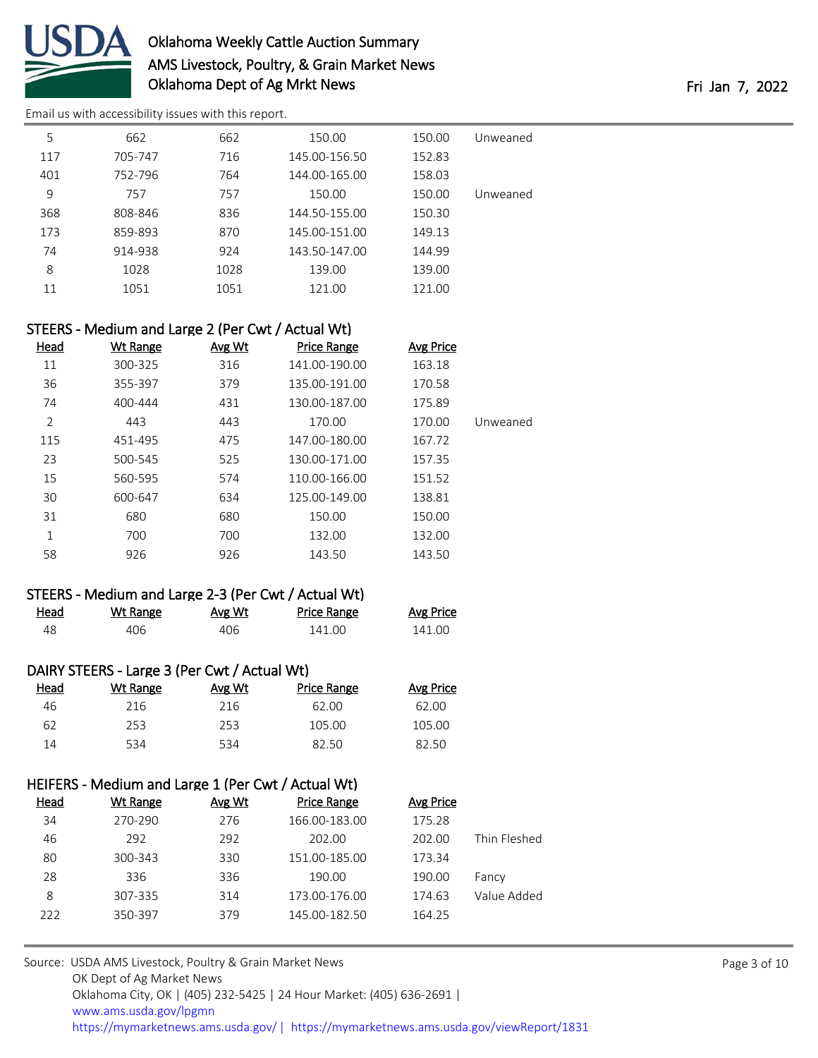Email us with accessibility issues with this report.

| Head | Wt Range | Avg Wt | Price Range | Avg Price | |
|---|---|---|---|---|---|
| 5 | 662 | 662 | 150.00 | 150.00 | Unweaned |
| 117 | 705-747 | 716 | 145.00-156.50 | 152.83 | |
| 401 | 752-796 | 764 | 144.00-165.00 | 158.03 | |
| 9 | 757 | 757 | 150.00 | 150.00 | Unweaned |
| 368 | 808-846 | 836 | 144.50-155.00 | 150.30 | |
| 173 | 859-893 | 870 | 145.00-151.00 | 149.13 | |
| 74 | 914-938 | 924 | 143.50-147.00 | 144.99 | |
| 8 | 1028 | 1028 | 139.00 | 139.00 | |
| 11 | 1051 | 1051 | 121.00 | 121.00 | |

## STEERS - Medium and Large 2 (Per Cwt / Actual Wt)

| Head | Wt Range | Avg Wt | Price Range | Avg Price | |
|---|---|---|---|---|---|
| 11 | 300-325 | 316 | 141.00-190.00 | 163.18 | |
| 36 | 355-397 | 379 | 135.00-191.00 | 170.58 | |
| 74 | 400-444 | 431 | 130.00-187.00 | 175.89 | |
| 2 | 443 | 443 | 170.00 | 170.00 | Unweaned |
| 115 | 451-495 | 475 | 147.00-180.00 | 167.72 | |
| 23 | 500-545 | 525 | 130.00-171.00 | 157.35 | |
| 15 | 560-595 | 574 | 110.00-166.00 | 151.52 | |
| 30 | 600-647 | 634 | 125.00-149.00 | 138.81 | |
| 31 | 680 | 680 | 150.00 | 150.00 | |
| 1 | 700 | 700 | 132.00 | 132.00 | |
| 58 | 926 | 926 | 143.50 | 143.50 | |

## STEERS - Medium and Large 2-3 (Per Cwt / Actual Wt)

| Head | Wt Range | Avg Wt | Price Range | Avg Price |
|---|---|---|---|---|
| 48 | 406 | 406 | 141.00 | 141.00 |

## DAIRY STEERS - Large 3 (Per Cwt / Actual Wt)

| Head | Wt Range | Avg Wt | Price Range | Avg Price |
|---|---|---|---|---|
| 46 | 216 | 216 | 62.00 | 62.00 |
| 62 | 253 | 253 | 105.00 | 105.00 |
| 14 | 534 | 534 | 82.50 | 82.50 |

## HEIFERS - Medium and Large 1 (Per Cwt / Actual Wt)

| Head | Wt Range | Avg Wt | Price Range | Avg Price | |
|---|---|---|---|---|---|
| 34 | 270-290 | 276 | 166.00-183.00 | 175.28 | |
| 46 | 292 | 292 | 202.00 | 202.00 | Thin Fleshed |
| 80 | 300-343 | 330 | 151.00-185.00 | 173.34 | |
| 28 | 336 | 336 | 190.00 | 190.00 | Fancy |
| 8 | 307-335 | 314 | 173.00-176.00 | 174.63 | Value Added |
| 222 | 350-397 | 379 | 145.00-182.50 | 164.25 | |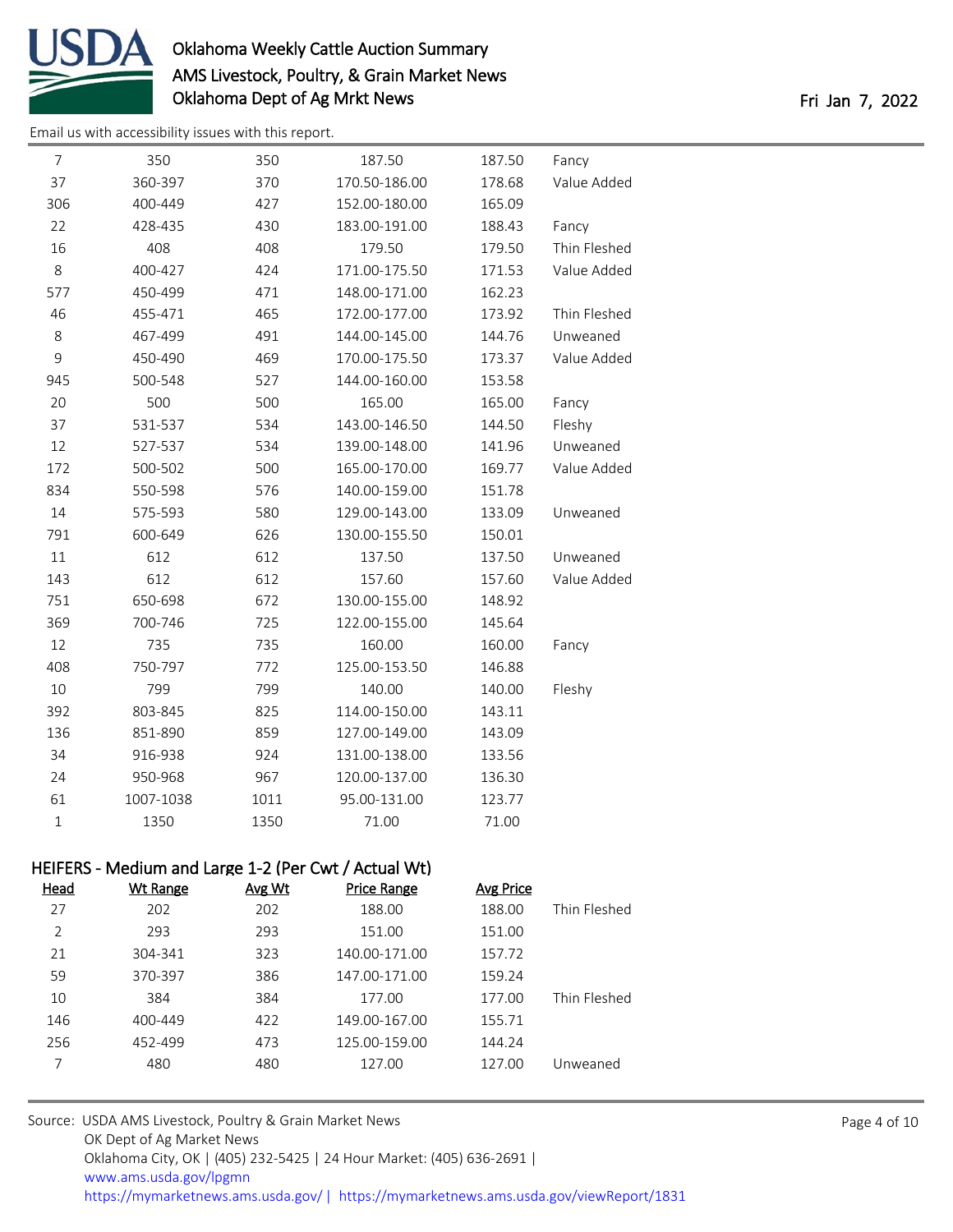| Head | Wt Range | Avg Wt | Price Range | Avg Price | |
|---|---|---|---|---|---|
| 7 | 350 | 350 | 187.50 | 187.50 | Fancy |
| 37 | 360-397 | 370 | 170.50-186.00 | 178.68 | Value Added |
| 306 | 400-449 | 427 | 152.00-180.00 | 165.09 | |
| 22 | 428-435 | 430 | 183.00-191.00 | 188.43 | Fancy |
| 16 | 408 | 408 | 179.50 | 179.50 | Thin Fleshed |
| 8 | 400-427 | 424 | 171.00-175.50 | 171.53 | Value Added |
| 577 | 450-499 | 471 | 148.00-171.00 | 162.23 | |
| 46 | 455-471 | 465 | 172.00-177.00 | 173.92 | Thin Fleshed |
| 8 | 467-499 | 491 | 144.00-145.00 | 144.76 | Unweaned |
| 9 | 450-490 | 469 | 170.00-175.50 | 173.37 | Value Added |
| 945 | 500-548 | 527 | 144.00-160.00 | 153.58 | |
| 20 | 500 | 500 | 165.00 | 165.00 | Fancy |
| 37 | 531-537 | 534 | 143.00-146.50 | 144.50 | Fleshy |
| 12 | 527-537 | 534 | 139.00-148.00 | 141.96 | Unweaned |
| 172 | 500-502 | 500 | 165.00-170.00 | 169.77 | Value Added |
| 834 | 550-598 | 576 | 140.00-159.00 | 151.78 | |
| 14 | 575-593 | 580 | 129.00-143.00 | 133.09 | Unweaned |
| 791 | 600-649 | 626 | 130.00-155.50 | 150.01 | |
| 11 | 612 | 612 | 137.50 | 137.50 | Unweaned |
| 143 | 612 | 612 | 157.60 | 157.60 | Value Added |
| 751 | 650-698 | 672 | 130.00-155.00 | 148.92 | |
| 369 | 700-746 | 725 | 122.00-155.00 | 145.64 | |
| 12 | 735 | 735 | 160.00 | 160.00 | Fancy |
| 408 | 750-797 | 772 | 125.00-153.50 | 146.88 | |
| 10 | 799 | 799 | 140.00 | 140.00 | Fleshy |
| 392 | 803-845 | 825 | 114.00-150.00 | 143.11 | |
| 136 | 851-890 | 859 | 127.00-149.00 | 143.09 | |
| 34 | 916-938 | 924 | 131.00-138.00 | 133.56 | |
| 24 | 950-968 | 967 | 120.00-137.00 | 136.30 | |
| 61 | 1007-1038 | 1011 | 95.00-131.00 | 123.77 | |
| 1 | 1350 | 1350 | 71.00 | 71.00 | |

### HEIFERS - Medium and Large 1-2 (Per Cwt / Actual Wt)

| Head | Wt Range | Avg Wt | Price Range | Avg Price | |
|---|---|---|---|---|---|
| 27 | 202 | 202 | 188.00 | 188.00 | Thin Fleshed |
| 2 | 293 | 293 | 151.00 | 151.00 | |
| 21 | 304-341 | 323 | 140.00-171.00 | 157.72 | |
| 59 | 370-397 | 386 | 147.00-171.00 | 159.24 | |
| 10 | 384 | 384 | 177.00 | 177.00 | Thin Fleshed |
| 146 | 400-449 | 422 | 149.00-167.00 | 155.71 | |
| 256 | 452-499 | 473 | 125.00-159.00 | 144.24 | |
| 7 | 480 | 480 | 127.00 | 127.00 | Unweaned |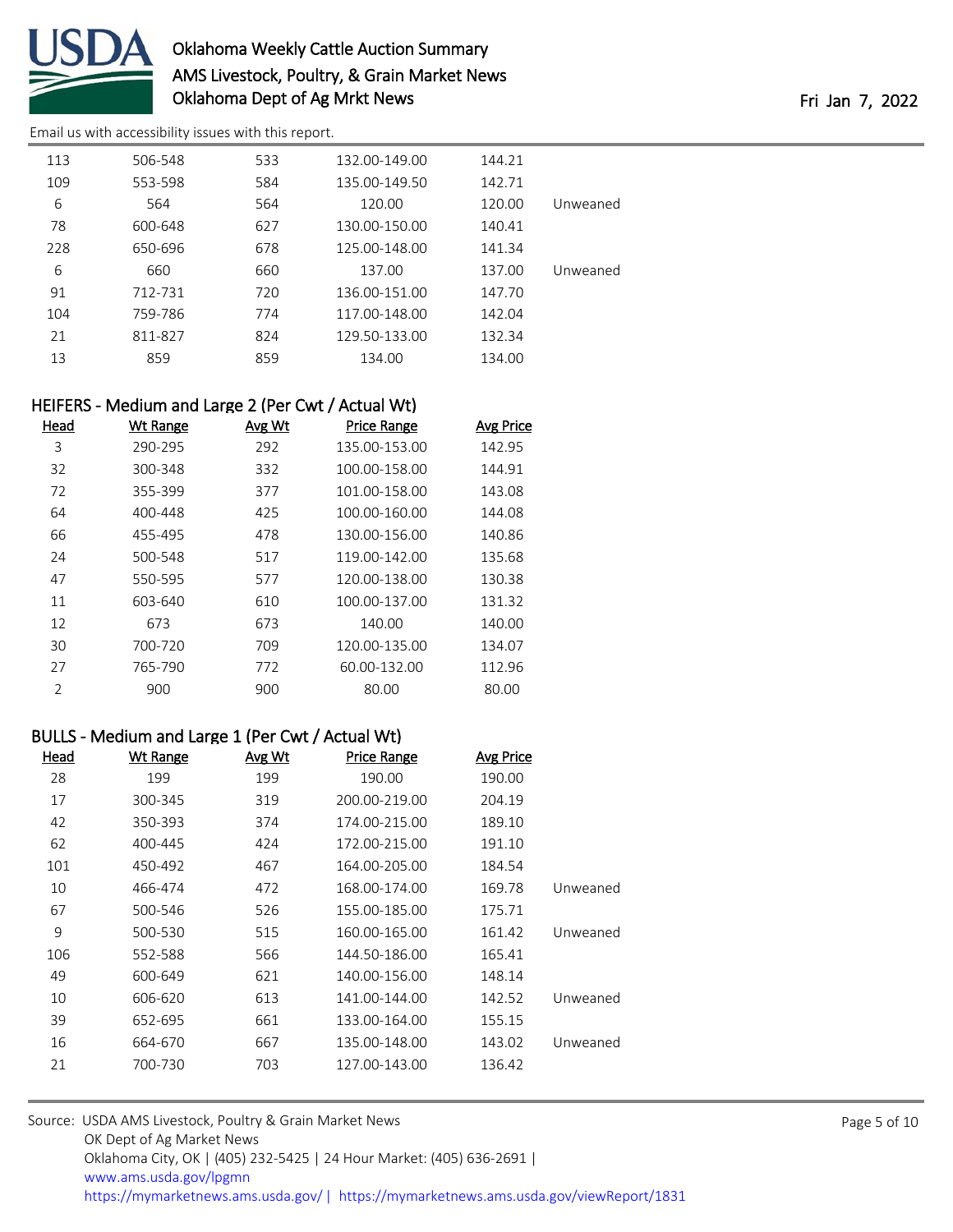| | | | | | |
|---|---|---|---|---|---|
| 113 | 506-548 | 533 | 132.00-149.00 | 144.21 | |
| 109 | 553-598 | 584 | 135.00-149.50 | 142.71 | |
| 6 | 564 | 564 | 120.00 | 120.00 | Unweaned |
| 78 | 600-648 | 627 | 130.00-150.00 | 140.41 | |
| 228 | 650-696 | 678 | 125.00-148.00 | 141.34 | |
| 6 | 660 | 660 | 137.00 | 137.00 | Unweaned |
| 91 | 712-731 | 720 | 136.00-151.00 | 147.70 | |
| 104 | 759-786 | 774 | 117.00-148.00 | 142.04 | |
| 21 | 811-827 | 824 | 129.50-133.00 | 132.34 | |
| 13 | 859 | 859 | 134.00 | 134.00 | |

## HEIFERS - Medium and Large 2 (Per Cwt / Actual Wt)

| Head | Wt Range | Avg Wt | Price Range | Avg Price |
|---|---|---|---|---|
| 3 | 290-295 | 292 | 135.00-153.00 | 142.95 |
| 32 | 300-348 | 332 | 100.00-158.00 | 144.91 |
| 72 | 355-399 | 377 | 101.00-158.00 | 143.08 |
| 64 | 400-448 | 425 | 100.00-160.00 | 144.08 |
| 66 | 455-495 | 478 | 130.00-156.00 | 140.86 |
| 24 | 500-548 | 517 | 119.00-142.00 | 135.68 |
| 47 | 550-595 | 577 | 120.00-138.00 | 130.38 |
| 11 | 603-640 | 610 | 100.00-137.00 | 131.32 |
| 12 | 673 | 673 | 140.00 | 140.00 |
| 30 | 700-720 | 709 | 120.00-135.00 | 134.07 |
| 27 | 765-790 | 772 | 60.00-132.00 | 112.96 |
| 2 | 900 | 900 | 80.00 | 80.00 |

## BULLS - Medium and Large 1 (Per Cwt / Actual Wt)

| Head | Wt Range | Avg Wt | Price Range | Avg Price | |
|---|---|---|---|---|---|
| 28 | 199 | 199 | 190.00 | 190.00 | |
| 17 | 300-345 | 319 | 200.00-219.00 | 204.19 | |
| 42 | 350-393 | 374 | 174.00-215.00 | 189.10 | |
| 62 | 400-445 | 424 | 172.00-215.00 | 191.10 | |
| 101 | 450-492 | 467 | 164.00-205.00 | 184.54 | |
| 10 | 466-474 | 472 | 168.00-174.00 | 169.78 | Unweaned |
| 67 | 500-546 | 526 | 155.00-185.00 | 175.71 | |
| 9 | 500-530 | 515 | 160.00-165.00 | 161.42 | Unweaned |
| 106 | 552-588 | 566 | 144.50-186.00 | 165.41 | |
| 49 | 600-649 | 621 | 140.00-156.00 | 148.14 | |
| 10 | 606-620 | 613 | 141.00-144.00 | 142.52 | Unweaned |
| 39 | 652-695 | 661 | 133.00-164.00 | 155.15 | |
| 16 | 664-670 | 667 | 135.00-148.00 | 143.02 | Unweaned |
| 21 | 700-730 | 703 | 127.00-143.00 | 136.42 | |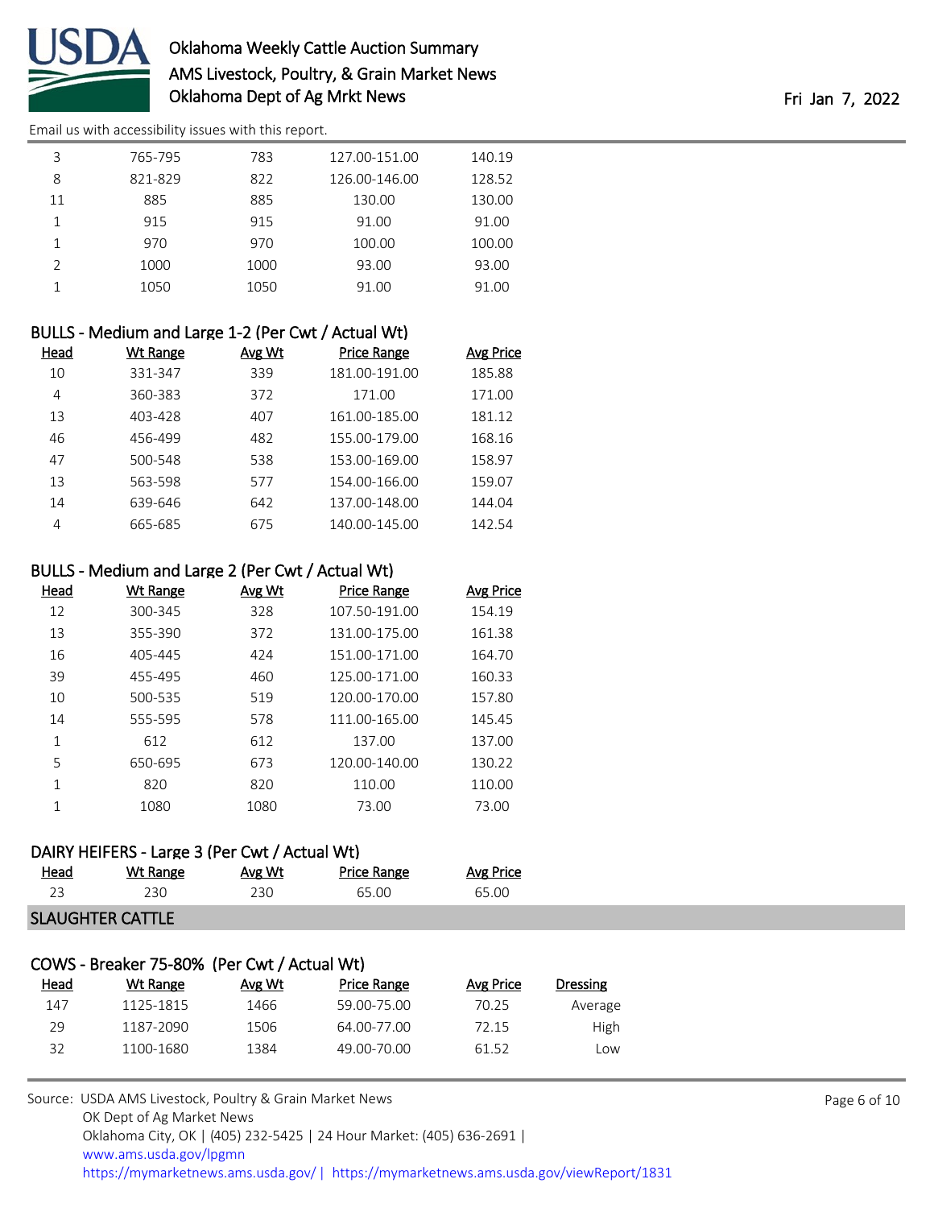| Head | Wt Range | Avg Wt | Price Range | Avg Price |
|---|---|---|---|---|
| 3 | 765-795 | 783 | 127.00-151.00 | 140.19 |
| 8 | 821-829 | 822 | 126.00-146.00 | 128.52 |
| 11 | 885 | 885 | 130.00 | 130.00 |
| 1 | 915 | 915 | 91.00 | 91.00 |
| 1 | 970 | 970 | 100.00 | 100.00 |
| 2 | 1000 | 1000 | 93.00 | 93.00 |
| 1 | 1050 | 1050 | 91.00 | 91.00 |

### BULLS - Medium and Large 1-2 (Per Cwt / Actual Wt)

| Head | Wt Range | Avg Wt | Price Range | Avg Price |
|---|---|---|---|---|
| 10 | 331-347 | 339 | 181.00-191.00 | 185.88 |
| 4 | 360-383 | 372 | 171.00 | 171.00 |
| 13 | 403-428 | 407 | 161.00-185.00 | 181.12 |
| 46 | 456-499 | 482 | 155.00-179.00 | 168.16 |
| 47 | 500-548 | 538 | 153.00-169.00 | 158.97 |
| 13 | 563-598 | 577 | 154.00-166.00 | 159.07 |
| 14 | 639-646 | 642 | 137.00-148.00 | 144.04 |
| 4 | 665-685 | 675 | 140.00-145.00 | 142.54 |

### BULLS - Medium and Large 2 (Per Cwt / Actual Wt)

| Head | Wt Range | Avg Wt | Price Range | Avg Price |
|---|---|---|---|---|
| 12 | 300-345 | 328 | 107.50-191.00 | 154.19 |
| 13 | 355-390 | 372 | 131.00-175.00 | 161.38 |
| 16 | 405-445 | 424 | 151.00-171.00 | 164.70 |
| 39 | 455-495 | 460 | 125.00-171.00 | 160.33 |
| 10 | 500-535 | 519 | 120.00-170.00 | 157.80 |
| 14 | 555-595 | 578 | 111.00-165.00 | 145.45 |
| 1 | 612 | 612 | 137.00 | 137.00 |
| 5 | 650-695 | 673 | 120.00-140.00 | 130.22 |
| 1 | 820 | 820 | 110.00 | 110.00 |
| 1 | 1080 | 1080 | 73.00 | 73.00 |

### DAIRY HEIFERS - Large 3 (Per Cwt / Actual Wt)

| Head | Wt Range | Avg Wt | Price Range | Avg Price |
|---|---|---|---|---|
| 23 | 230 | 230 | 65.00 | 65.00 |

## SLAUGHTER CATTLE

### COWS - Breaker 75-80% (Per Cwt / Actual Wt)

| Head | Wt Range | Avg Wt | Price Range | Avg Price | Dressing |
|---|---|---|---|---|---|
| 147 | 1125-1815 | 1466 | 59.00-75.00 | 70.25 | Average |
| 29 | 1187-2090 | 1506 | 64.00-77.00 | 72.15 | High |
| 32 | 1100-1680 | 1384 | 49.00-70.00 | 61.52 | Low |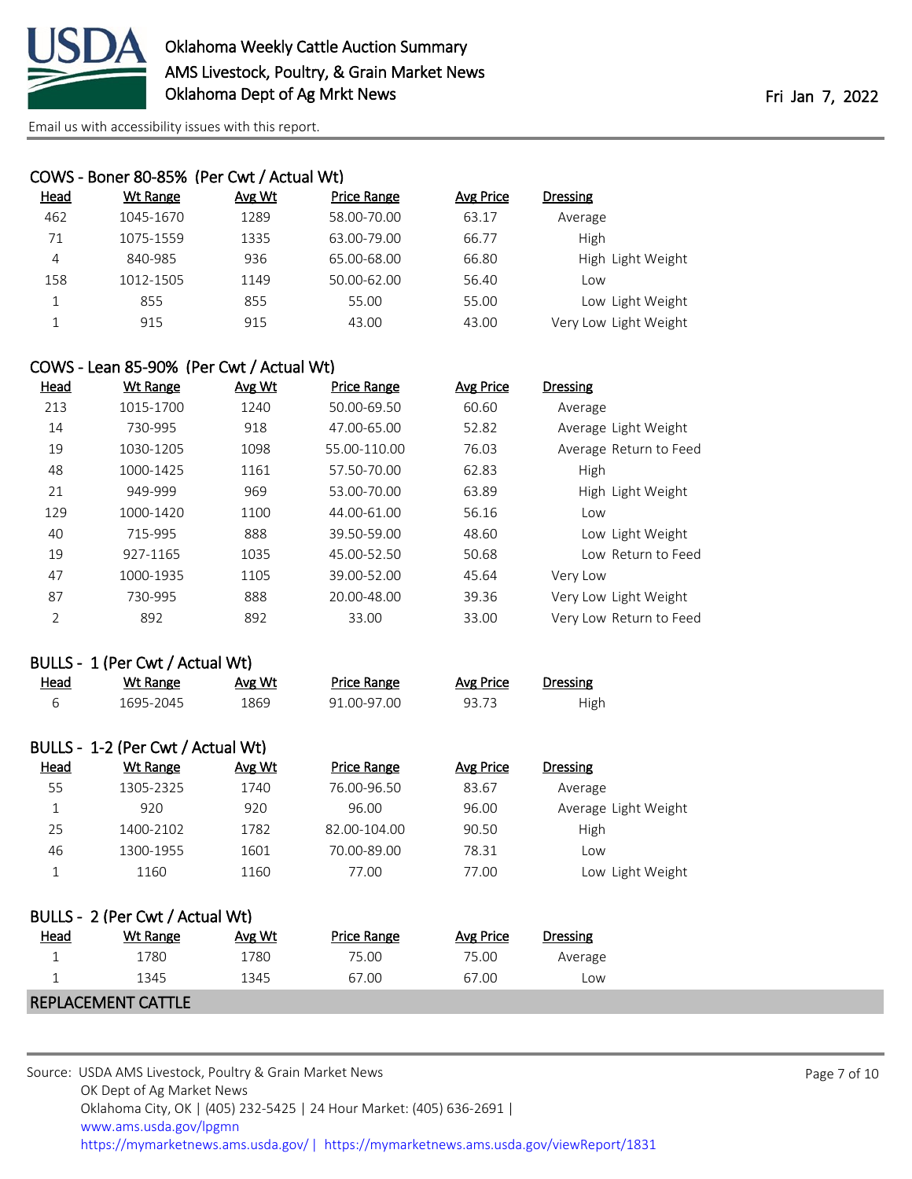### COWS - Boner 80-85% (Per Cwt / Actual Wt)

| Head | Wt Range | Avg Wt | Price Range | Avg Price | Dressing |
|---|---|---|---|---|---|
| 462 | 1045-1670 | 1289 | 58.00-70.00 | 63.17 | Average |
| 71 | 1075-1559 | 1335 | 63.00-79.00 | 66.77 | High |
| 4 | 840-985 | 936 | 65.00-68.00 | 66.80 | High Light Weight |
| 158 | 1012-1505 | 1149 | 50.00-62.00 | 56.40 | Low |
| 1 | 855 | 855 | 55.00 | 55.00 | Low Light Weight |
| 1 | 915 | 915 | 43.00 | 43.00 | Very Low Light Weight |

### COWS - Lean 85-90% (Per Cwt / Actual Wt)

| Head | Wt Range | Avg Wt | Price Range | Avg Price | Dressing |
|---|---|---|---|---|---|
| 213 | 1015-1700 | 1240 | 50.00-69.50 | 60.60 | Average |
| 14 | 730-995 | 918 | 47.00-65.00 | 52.82 | Average Light Weight |
| 19 | 1030-1205 | 1098 | 55.00-110.00 | 76.03 | Average Return to Feed |
| 48 | 1000-1425 | 1161 | 57.50-70.00 | 62.83 | High |
| 21 | 949-999 | 969 | 53.00-70.00 | 63.89 | High Light Weight |
| 129 | 1000-1420 | 1100 | 44.00-61.00 | 56.16 | Low |
| 40 | 715-995 | 888 | 39.50-59.00 | 48.60 | Low Light Weight |
| 19 | 927-1165 | 1035 | 45.00-52.50 | 50.68 | Low Return to Feed |
| 47 | 1000-1935 | 1105 | 39.00-52.00 | 45.64 | Very Low |
| 87 | 730-995 | 888 | 20.00-48.00 | 39.36 | Very Low Light Weight |
| 2 | 892 | 892 | 33.00 | 33.00 | Very Low Return to Feed |

### BULLS - 1 (Per Cwt / Actual Wt)

| Head | Wt Range | Avg Wt | Price Range | Avg Price | Dressing |
|---|---|---|---|---|---|
| 6 | 1695-2045 | 1869 | 91.00-97.00 | 93.73 | High |

### BULLS - 1-2 (Per Cwt / Actual Wt)

| Head | Wt Range | Avg Wt | Price Range | Avg Price | Dressing |
|---|---|---|---|---|---|
| 55 | 1305-2325 | 1740 | 76.00-96.50 | 83.67 | Average |
| 1 | 920 | 920 | 96.00 | 96.00 | Average Light Weight |
| 25 | 1400-2102 | 1782 | 82.00-104.00 | 90.50 | High |
| 46 | 1300-1955 | 1601 | 70.00-89.00 | 78.31 | Low |
| 1 | 1160 | 1160 | 77.00 | 77.00 | Low Light Weight |

### BULLS - 2 (Per Cwt / Actual Wt)

| Head | Wt Range | Avg Wt | Price Range | Avg Price | Dressing |
|---|---|---|---|---|---|
| 1 | 1780 | 1780 | 75.00 | 75.00 | Average |
| 1 | 1345 | 1345 | 67.00 | 67.00 | Low |

## REPLACEMENT CATTLE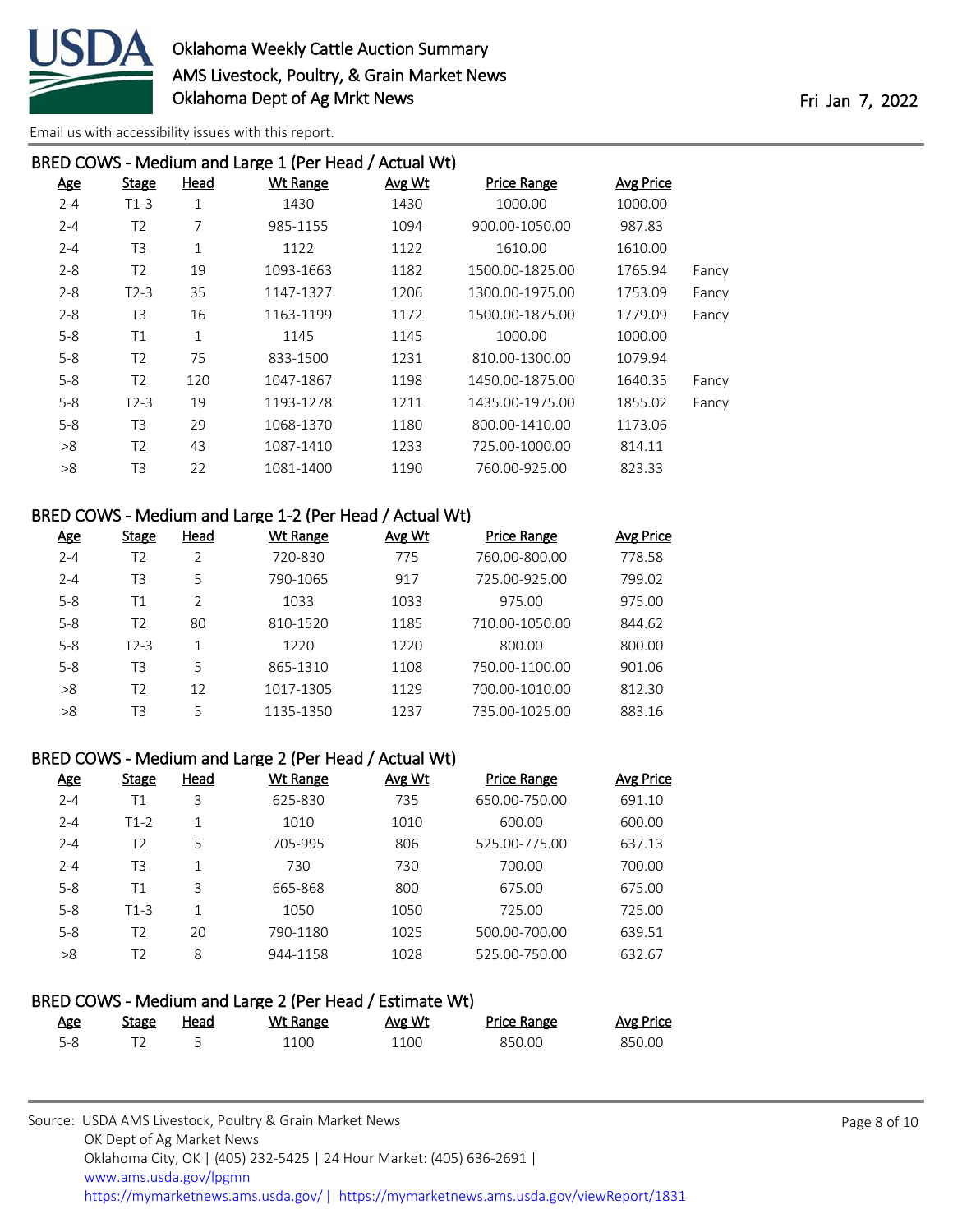Email us with accessibility issues with this report.

## BRED COWS - Medium and Large 1 (Per Head / Actual Wt)

| Age | Stage | Head | Wt Range | Avg Wt | Price Range | Avg Price | |
|---|---|---|---|---|---|---|---|
| 2-4 | T1-3 | 1 | 1430 | 1430 | 1000.00 | 1000.00 | |
| 2-4 | T2 | 7 | 985-1155 | 1094 | 900.00-1050.00 | 987.83 | |
| 2-4 | T3 | 1 | 1122 | 1122 | 1610.00 | 1610.00 | |
| 2-8 | T2 | 19 | 1093-1663 | 1182 | 1500.00-1825.00 | 1765.94 | Fancy |
| 2-8 | T2-3 | 35 | 1147-1327 | 1206 | 1300.00-1975.00 | 1753.09 | Fancy |
| 2-8 | T3 | 16 | 1163-1199 | 1172 | 1500.00-1875.00 | 1779.09 | Fancy |
| 5-8 | T1 | 1 | 1145 | 1145 | 1000.00 | 1000.00 | |
| 5-8 | T2 | 75 | 833-1500 | 1231 | 810.00-1300.00 | 1079.94 | |
| 5-8 | T2 | 120 | 1047-1867 | 1198 | 1450.00-1875.00 | 1640.35 | Fancy |
| 5-8 | T2-3 | 19 | 1193-1278 | 1211 | 1435.00-1975.00 | 1855.02 | Fancy |
| 5-8 | T3 | 29 | 1068-1370 | 1180 | 800.00-1410.00 | 1173.06 | |
| >8 | T2 | 43 | 1087-1410 | 1233 | 725.00-1000.00 | 814.11 | |
| >8 | T3 | 22 | 1081-1400 | 1190 | 760.00-925.00 | 823.33 | |

## BRED COWS - Medium and Large 1-2 (Per Head / Actual Wt)

| Age | Stage | Head | Wt Range | Avg Wt | Price Range | Avg Price |
|---|---|---|---|---|---|---|
| 2-4 | T2 | 2 | 720-830 | 775 | 760.00-800.00 | 778.58 |
| 2-4 | T3 | 5 | 790-1065 | 917 | 725.00-925.00 | 799.02 |
| 5-8 | T1 | 2 | 1033 | 1033 | 975.00 | 975.00 |
| 5-8 | T2 | 80 | 810-1520 | 1185 | 710.00-1050.00 | 844.62 |
| 5-8 | T2-3 | 1 | 1220 | 1220 | 800.00 | 800.00 |
| 5-8 | T3 | 5 | 865-1310 | 1108 | 750.00-1100.00 | 901.06 |
| >8 | T2 | 12 | 1017-1305 | 1129 | 700.00-1010.00 | 812.30 |
| >8 | T3 | 5 | 1135-1350 | 1237 | 735.00-1025.00 | 883.16 |

## BRED COWS - Medium and Large 2 (Per Head / Actual Wt)

| Age | Stage | Head | Wt Range | Avg Wt | Price Range | Avg Price |
|---|---|---|---|---|---|---|
| 2-4 | T1 | 3 | 625-830 | 735 | 650.00-750.00 | 691.10 |
| 2-4 | T1-2 | 1 | 1010 | 1010 | 600.00 | 600.00 |
| 2-4 | T2 | 5 | 705-995 | 806 | 525.00-775.00 | 637.13 |
| 2-4 | T3 | 1 | 730 | 730 | 700.00 | 700.00 |
| 5-8 | T1 | 3 | 665-868 | 800 | 675.00 | 675.00 |
| 5-8 | T1-3 | 1 | 1050 | 1050 | 725.00 | 725.00 |
| 5-8 | T2 | 20 | 790-1180 | 1025 | 500.00-700.00 | 639.51 |
| >8 | T2 | 8 | 944-1158 | 1028 | 525.00-750.00 | 632.67 |

## BRED COWS - Medium and Large 2 (Per Head / Estimate Wt)

| Age | Stage | Head | Wt Range | Avg Wt | Price Range | Avg Price |
|---|---|---|---|---|---|---|
| 5-8 | T2 | 5 | 1100 | 1100 | 850.00 | 850.00 |

Source: USDA AMS Livestock, Poultry & Grain Market News
OK Dept of Ag Market News
Oklahoma City, OK | (405) 232-5425 | 24 Hour Market: (405) 636-2691 |
www.ams.usda.gov/lpgmn
https://mymarketnews.ams.usda.gov/ | https://mymarketnews.ams.usda.gov/viewReport/1831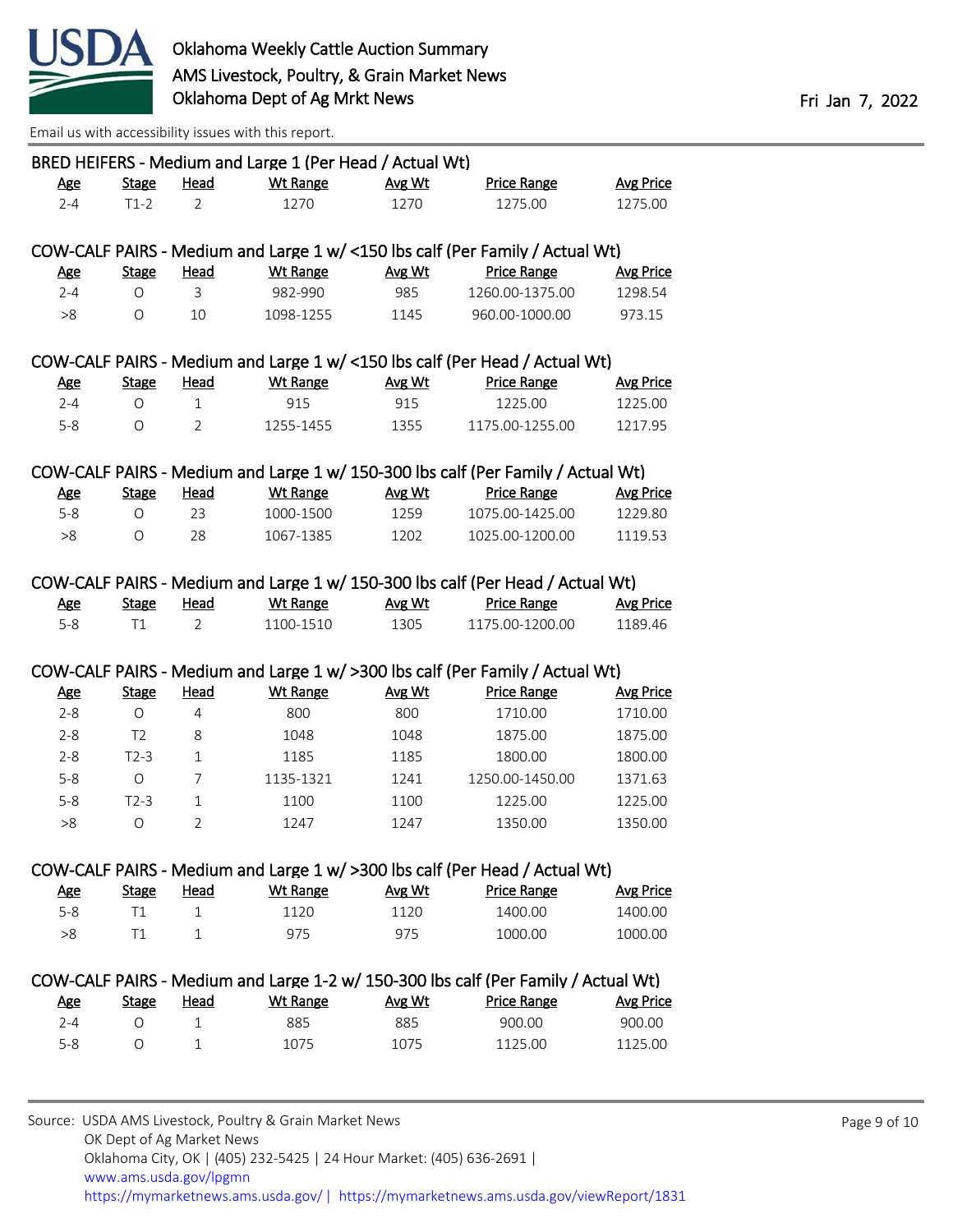## BRED HEIFERS - Medium and Large 1 (Per Head / Actual Wt)

| Age | Stage | Head | Wt Range | Avg Wt | Price Range | Avg Price |
|---|---|---|---|---|---|---|
| 2-4 | T1-2 | 2 | 1270 | 1270 | 1275.00 | 1275.00 |

## COW-CALF PAIRS - Medium and Large 1 w/ <150 lbs calf (Per Family / Actual Wt)

| Age | Stage | Head | Wt Range | Avg Wt | Price Range | Avg Price |
|---|---|---|---|---|---|---|
| 2-4 | O | 3 | 982-990 | 985 | 1260.00-1375.00 | 1298.54 |
| >8 | O | 10 | 1098-1255 | 1145 | 960.00-1000.00 | 973.15 |

## COW-CALF PAIRS - Medium and Large 1 w/ <150 lbs calf (Per Head / Actual Wt)

| Age | Stage | Head | Wt Range | Avg Wt | Price Range | Avg Price |
|---|---|---|---|---|---|---|
| 2-4 | O | 1 | 915 | 915 | 1225.00 | 1225.00 |
| 5-8 | O | 2 | 1255-1455 | 1355 | 1175.00-1255.00 | 1217.95 |

## COW-CALF PAIRS - Medium and Large 1 w/ 150-300 lbs calf (Per Family / Actual Wt)

| Age | Stage | Head | Wt Range | Avg Wt | Price Range | Avg Price |
|---|---|---|---|---|---|---|
| 5-8 | O | 23 | 1000-1500 | 1259 | 1075.00-1425.00 | 1229.80 |
| >8 | O | 28 | 1067-1385 | 1202 | 1025.00-1200.00 | 1119.53 |

## COW-CALF PAIRS - Medium and Large 1 w/ 150-300 lbs calf (Per Head / Actual Wt)

| Age | Stage | Head | Wt Range | Avg Wt | Price Range | Avg Price |
|---|---|---|---|---|---|---|
| 5-8 | T1 | 2 | 1100-1510 | 1305 | 1175.00-1200.00 | 1189.46 |

## COW-CALF PAIRS - Medium and Large 1 w/ >300 lbs calf (Per Family / Actual Wt)

| Age | Stage | Head | Wt Range | Avg Wt | Price Range | Avg Price |
|---|---|---|---|---|---|---|
| 2-8 | O | 4 | 800 | 800 | 1710.00 | 1710.00 |
| 2-8 | T2 | 8 | 1048 | 1048 | 1875.00 | 1875.00 |
| 2-8 | T2-3 | 1 | 1185 | 1185 | 1800.00 | 1800.00 |
| 5-8 | O | 7 | 1135-1321 | 1241 | 1250.00-1450.00 | 1371.63 |
| 5-8 | T2-3 | 1 | 1100 | 1100 | 1225.00 | 1225.00 |
| >8 | O | 2 | 1247 | 1247 | 1350.00 | 1350.00 |

## COW-CALF PAIRS - Medium and Large 1 w/ >300 lbs calf (Per Head / Actual Wt)

| Age | Stage | Head | Wt Range | Avg Wt | Price Range | Avg Price |
|---|---|---|---|---|---|---|
| 5-8 | T1 | 1 | 1120 | 1120 | 1400.00 | 1400.00 |
| >8 | T1 | 1 | 975 | 975 | 1000.00 | 1000.00 |

## COW-CALF PAIRS - Medium and Large 1-2 w/ 150-300 lbs calf (Per Family / Actual Wt)

| Age | Stage | Head | Wt Range | Avg Wt | Price Range | Avg Price |
|---|---|---|---|---|---|---|
| 2-4 | O | 1 | 885 | 885 | 900.00 | 900.00 |
| 5-8 | O | 1 | 1075 | 1075 | 1125.00 | 1125.00 |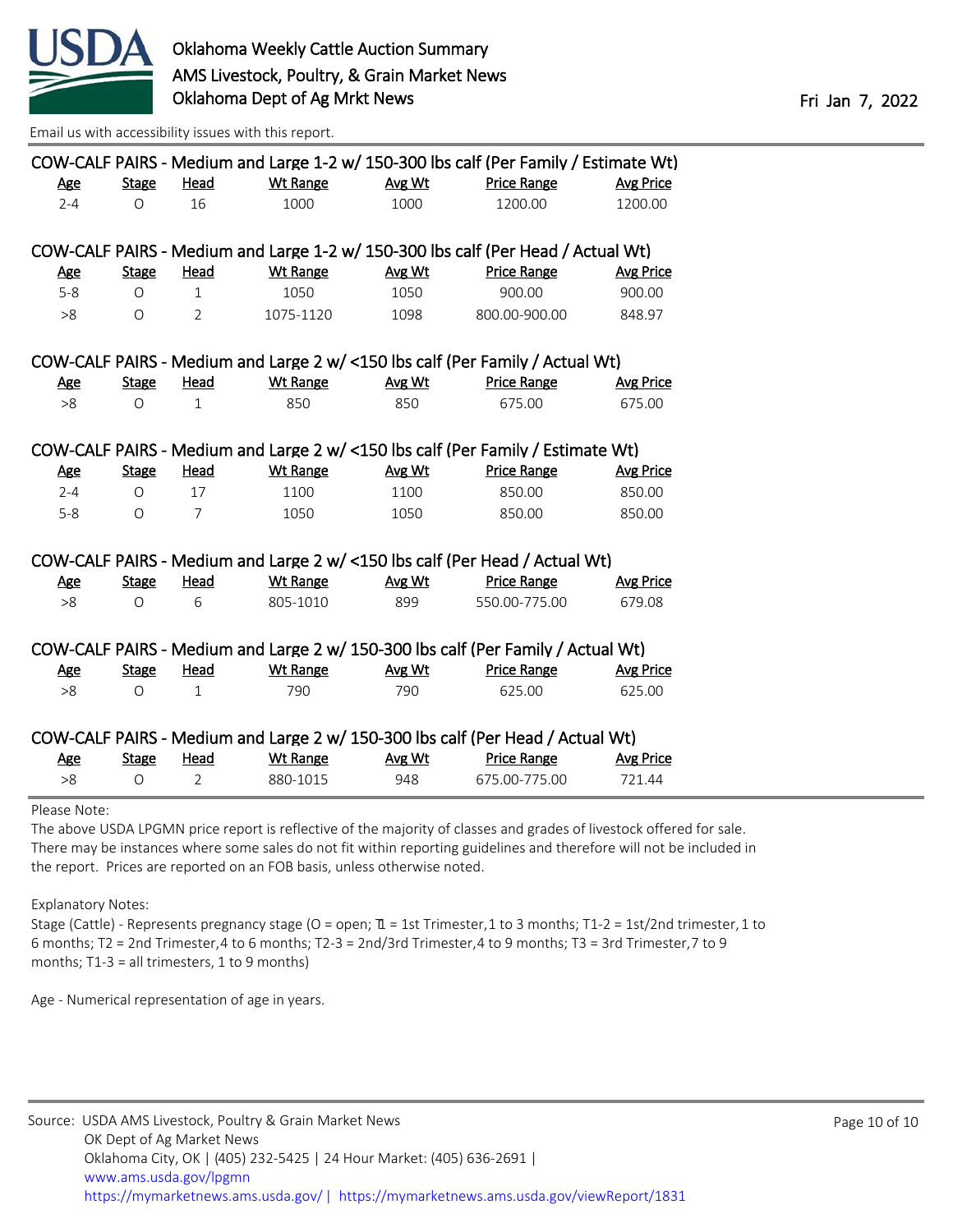Email us with accessibility issues with this report.

### COW-CALF PAIRS - Medium and Large 1-2 w/ 150-300 lbs calf (Per Family / Estimate Wt)

| Age | Stage | Head | Wt Range | Avg Wt | Price Range | Avg Price |
|---|---|---|---|---|---|---|
| 2-4 | O | 16 | 1000 | 1000 | 1200.00 | 1200.00 |

### COW-CALF PAIRS - Medium and Large 1-2 w/ 150-300 lbs calf (Per Head / Actual Wt)

| Age | Stage | Head | Wt Range | Avg Wt | Price Range | Avg Price |
|---|---|---|---|---|---|---|
| 5-8 | O | 1 | 1050 | 1050 | 900.00 | 900.00 |
| >8 | O | 2 | 1075-1120 | 1098 | 800.00-900.00 | 848.97 |

### COW-CALF PAIRS - Medium and Large 2 w/ <150 lbs calf (Per Family / Actual Wt)

| Age | Stage | Head | Wt Range | Avg Wt | Price Range | Avg Price |
|---|---|---|---|---|---|---|
| >8 | O | 1 | 850 | 850 | 675.00 | 675.00 |

### COW-CALF PAIRS - Medium and Large 2 w/ <150 lbs calf (Per Family / Estimate Wt)

| Age | Stage | Head | Wt Range | Avg Wt | Price Range | Avg Price |
|---|---|---|---|---|---|---|
| 2-4 | O | 17 | 1100 | 1100 | 850.00 | 850.00 |
| 5-8 | O | 7 | 1050 | 1050 | 850.00 | 850.00 |

### COW-CALF PAIRS - Medium and Large 2 w/ <150 lbs calf (Per Head / Actual Wt)

| Age | Stage | Head | Wt Range | Avg Wt | Price Range | Avg Price |
|---|---|---|---|---|---|---|
| >8 | O | 6 | 805-1010 | 899 | 550.00-775.00 | 679.08 |

### COW-CALF PAIRS - Medium and Large 2 w/ 150-300 lbs calf (Per Family / Actual Wt)

| Age | Stage | Head | Wt Range | Avg Wt | Price Range | Avg Price |
|---|---|---|---|---|---|---|
| >8 | O | 1 | 790 | 790 | 625.00 | 625.00 |

### COW-CALF PAIRS - Medium and Large 2 w/ 150-300 lbs calf (Per Head / Actual Wt)

| Age | Stage | Head | Wt Range | Avg Wt | Price Range | Avg Price |
|---|---|---|---|---|---|---|
| >8 | O | 2 | 880-1015 | 948 | 675.00-775.00 | 721.44 |

Please Note:
The above USDA LPGMN price report is reflective of the majority of classes and grades of livestock offered for sale. There may be instances where some sales do not fit within reporting guidelines and therefore will not be included in the report. Prices are reported on an FOB basis, unless otherwise noted.

Explanatory Notes:
Stage (Cattle) - Represents pregnancy stage (O = open; T1 = 1st Trimester,1 to 3 months; T1-2 = 1st/2nd trimester, 1 to 6 months; T2 = 2nd Trimester,4 to 6 months; T2-3 = 2nd/3rd Trimester,4 to 9 months; T3 = 3rd Trimester,7 to 9 months; T1-3 = all trimesters, 1 to 9 months)

Age - Numerical representation of age in years.

Source: USDA AMS Livestock, Poultry & Grain Market News
OK Dept of Ag Market News
Oklahoma City, OK | (405) 232-5425 | 24 Hour Market: (405) 636-2691 |
www.ams.usda.gov/lpgmn
https://mymarketnews.ams.usda.gov/ | https://mymarketnews.ams.usda.gov/viewReport/1831